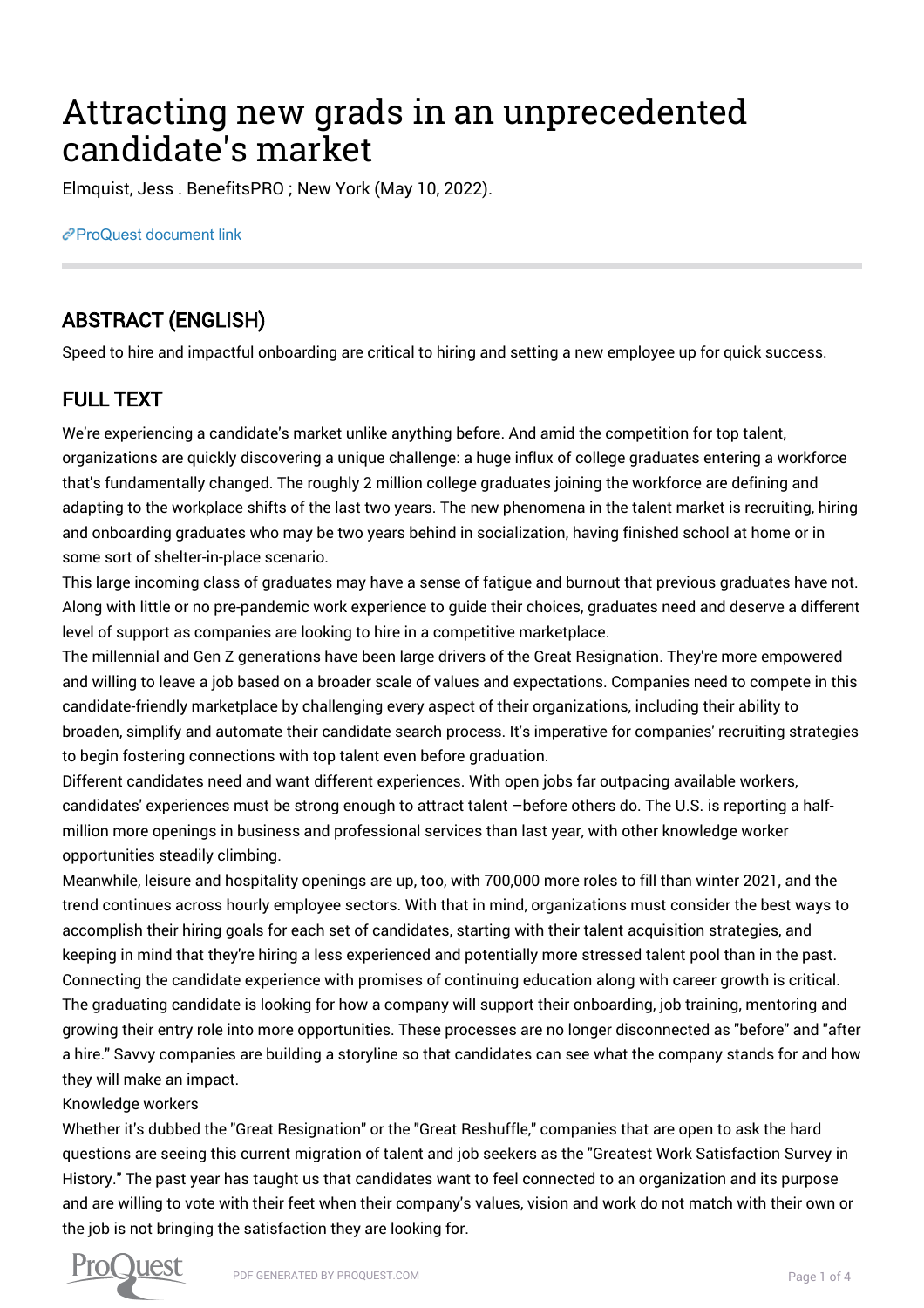# Attracting new grads in an unprecedented candidate's market

Elmquist, Jess . BenefitsPRO ; New York (May 10, 2022).

ProQuest document link

## ABSTRACT (ENGLISH)

Speed to hire and impactful onboarding are critical to hiring and setting a new employee up for quick success.

## FULL TEXT

We're experiencing a candidate's market unlike anything before. And amid the competition for top talent, organizations are quickly discovering a unique challenge: a huge influx of college graduates entering a workforce that's fundamentally changed. The roughly 2 million college graduates joining the workforce are defining and adapting to the workplace shifts of the last two years. The new phenomena in the talent market is recruiting, hiring and onboarding graduates who may be two years behind in socialization, having finished school at home or in some sort of shelter-in-place scenario.

This large incoming class of graduates may have a sense of fatigue and burnout that previous graduates have not. Along with little or no pre-pandemic work experience to guide their choices, graduates need and deserve a different level of support as companies are looking to hire in a competitive marketplace.

The millennial and Gen Z generations have been large drivers of the Great Resignation. They're more empowered and willing to leave a job based on a broader scale of values and expectations. Companies need to compete in this candidate-friendly marketplace by challenging every aspect of their organizations, including their ability to broaden, simplify and automate their candidate search process. It's imperative for companies' recruiting strategies to begin fostering connections with top talent even before graduation.

Different candidates need and want different experiences. With open jobs far outpacing available workers, candidates' experiences must be strong enough to attract talent –before others do. The U.S. is reporting a half-million more openings in business and professional services than last year, with other knowledge worker opportunities steadily climbing.

Meanwhile, leisure and hospitality openings are up, too, with 700,000 more roles to fill than winter 2021, and the trend continues across hourly employee sectors. With that in mind, organizations must consider the best ways to accomplish their hiring goals for each set of candidates, starting with their talent acquisition strategies, and keeping in mind that they're hiring a less experienced and potentially more stressed talent pool than in the past.

Connecting the candidate experience with promises of continuing education along with career growth is critical. The graduating candidate is looking for how a company will support their onboarding, job training, mentoring and growing their entry role into more opportunities. These processes are no longer disconnected as "before" and "after a hire." Savvy companies are building a storyline so that candidates can see what the company stands for and how they will make an impact.

Knowledge workers

Whether it's dubbed the "Great Resignation" or the "Great Reshuffle," companies that are open to ask the hard questions are seeing this current migration of talent and job seekers as the "Greatest Work Satisfaction Survey in History." The past year has taught us that candidates want to feel connected to an organization and its purpose and are willing to vote with their feet when their company's values, vision and work do not match with their own or the job is not bringing the satisfaction they are looking for.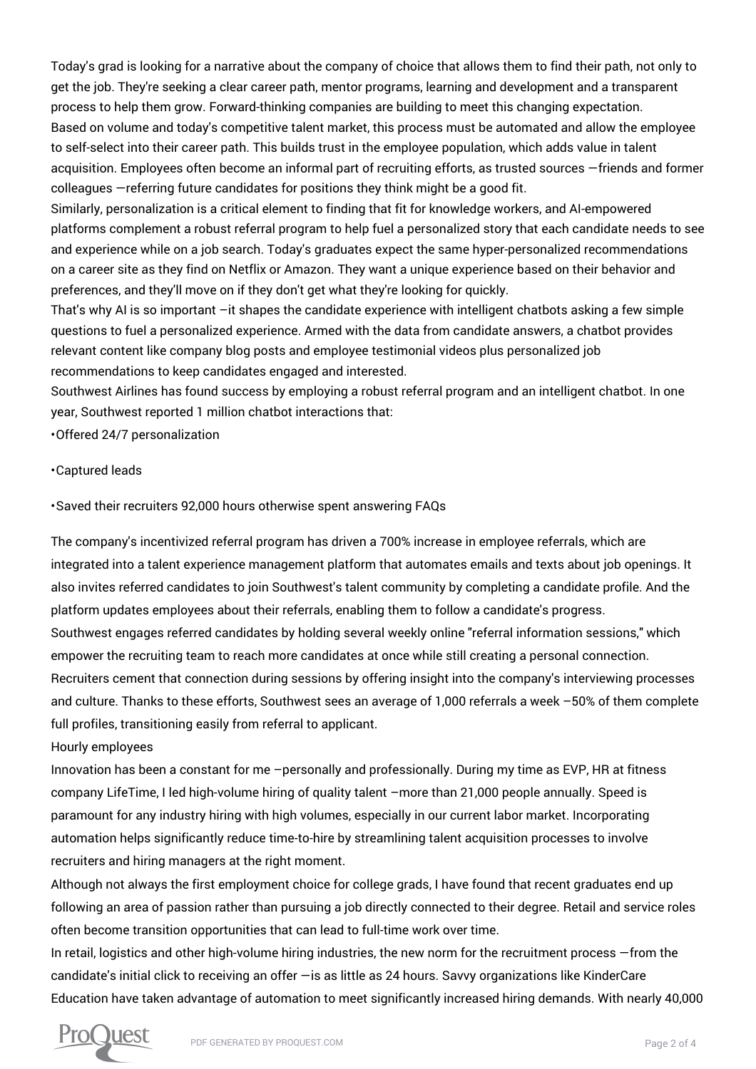Today's grad is looking for a narrative about the company of choice that allows them to find their path, not only to get the job. They're seeking a clear career path, mentor programs, learning and development and a transparent process to help them grow. Forward-thinking companies are building to meet this changing expectation.

Based on volume and today's competitive talent market, this process must be automated and allow the employee to self-select into their career path. This builds trust in the employee population, which adds value in talent acquisition. Employees often become an informal part of recruiting efforts, as trusted sources —friends and former colleagues —referring future candidates for positions they think might be a good fit.

Similarly, personalization is a critical element to finding that fit for knowledge workers, and AI-empowered platforms complement a robust referral program to help fuel a personalized story that each candidate needs to see and experience while on a job search. Today's graduates expect the same hyper-personalized recommendations on a career site as they find on Netflix or Amazon. They want a unique experience based on their behavior and preferences, and they'll move on if they don't get what they're looking for quickly.

That's why AI is so important –it shapes the candidate experience with intelligent chatbots asking a few simple questions to fuel a personalized experience. Armed with the data from candidate answers, a chatbot provides relevant content like company blog posts and employee testimonial videos plus personalized job recommendations to keep candidates engaged and interested.

Southwest Airlines has found success by employing a robust referral program and an intelligent chatbot. In one year, Southwest reported 1 million chatbot interactions that:

- Offered 24/7 personalization
- Captured leads
- Saved their recruiters 92,000 hours otherwise spent answering FAQs

The company's incentivized referral program has driven a 700% increase in employee referrals, which are integrated into a talent experience management platform that automates emails and texts about job openings. It also invites referred candidates to join Southwest's talent community by completing a candidate profile. And the platform updates employees about their referrals, enabling them to follow a candidate's progress.

Southwest engages referred candidates by holding several weekly online "referral information sessions," which empower the recruiting team to reach more candidates at once while still creating a personal connection. Recruiters cement that connection during sessions by offering insight into the company's interviewing processes and culture. Thanks to these efforts, Southwest sees an average of 1,000 referrals a week –50% of them complete full profiles, transitioning easily from referral to applicant.

Hourly employees

Innovation has been a constant for me –personally and professionally. During my time as EVP, HR at fitness company LifeTime, I led high-volume hiring of quality talent –more than 21,000 people annually. Speed is paramount for any industry hiring with high volumes, especially in our current labor market. Incorporating automation helps significantly reduce time-to-hire by streamlining talent acquisition processes to involve recruiters and hiring managers at the right moment.

Although not always the first employment choice for college grads, I have found that recent graduates end up following an area of passion rather than pursuing a job directly connected to their degree. Retail and service roles often become transition opportunities that can lead to full-time work over time.

In retail, logistics and other high-volume hiring industries, the new norm for the recruitment process —from the candidate's initial click to receiving an offer —is as little as 24 hours. Savvy organizations like KinderCare Education have taken advantage of automation to meet significantly increased hiring demands. With nearly 40,000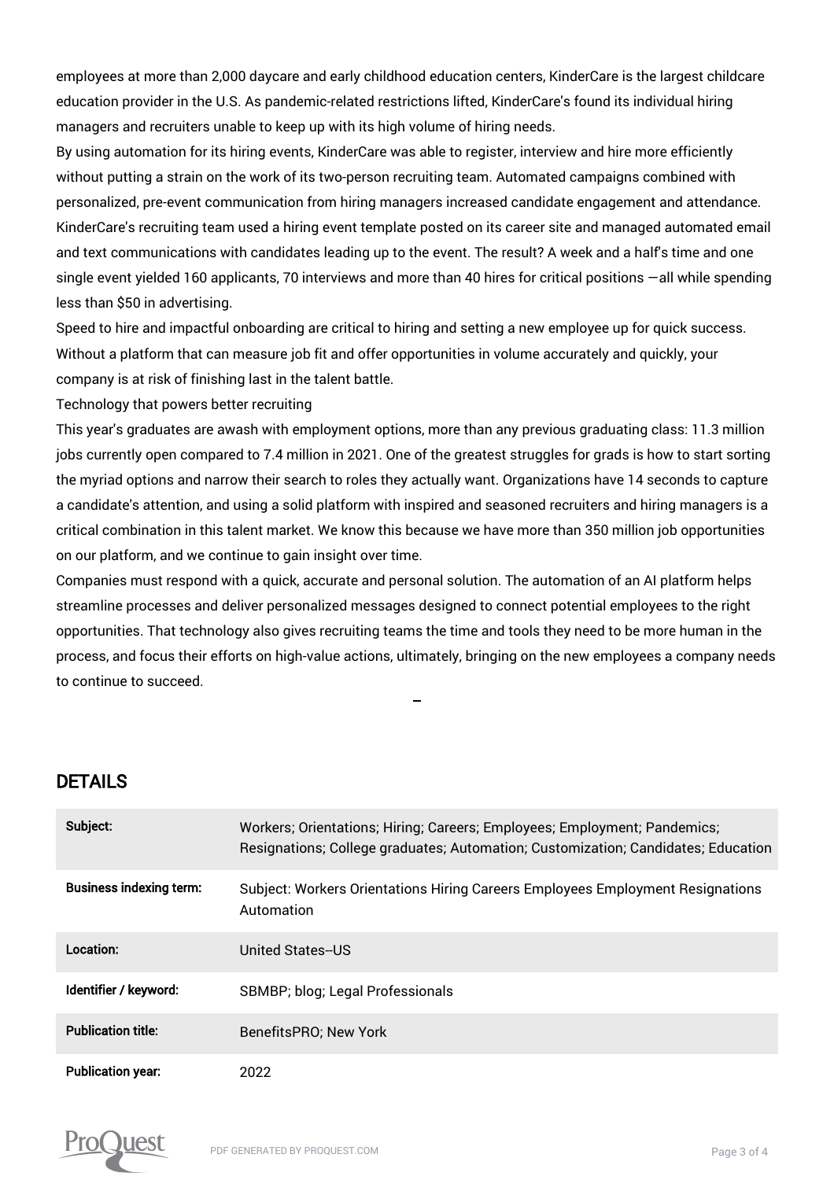employees at more than 2,000 daycare and early childhood education centers, KinderCare is the largest childcare education provider in the U.S. As pandemic-related restrictions lifted, KinderCare's found its individual hiring managers and recruiters unable to keep up with its high volume of hiring needs.

By using automation for its hiring events, KinderCare was able to register, interview and hire more efficiently without putting a strain on the work of its two-person recruiting team. Automated campaigns combined with personalized, pre-event communication from hiring managers increased candidate engagement and attendance. KinderCare's recruiting team used a hiring event template posted on its career site and managed automated email and text communications with candidates leading up to the event. The result? A week and a half's time and one single event yielded 160 applicants, 70 interviews and more than 40 hires for critical positions —all while spending less than $50 in advertising.

Speed to hire and impactful onboarding are critical to hiring and setting a new employee up for quick success. Without a platform that can measure job fit and offer opportunities in volume accurately and quickly, your company is at risk of finishing last in the talent battle.

Technology that powers better recruiting

This year's graduates are awash with employment options, more than any previous graduating class: 11.3 million jobs currently open compared to 7.4 million in 2021. One of the greatest struggles for grads is how to start sorting the myriad options and narrow their search to roles they actually want. Organizations have 14 seconds to capture a candidate's attention, and using a solid platform with inspired and seasoned recruiters and hiring managers is a critical combination in this talent market. We know this because we have more than 350 million job opportunities on our platform, and we continue to gain insight over time.

Companies must respond with a quick, accurate and personal solution. The automation of an AI platform helps streamline processes and deliver personalized messages designed to connect potential employees to the right opportunities. That technology also gives recruiting teams the time and tools they need to be more human in the process, and focus their efforts on high-value actions, ultimately, bringing on the new employees a company needs to continue to succeed.

## DETAILS

| | |
|---|---|
| Subject: | Workers; Orientations; Hiring; Careers; Employees; Employment; Pandemics; Resignations; College graduates; Automation; Customization; Candidates; Education |
| Business indexing term: | Subject: Workers Orientations Hiring Careers Employees Employment Resignations Automation |
| Location: | United States--US |
| Identifier / keyword: | SBMBP; blog; Legal Professionals |
| Publication title: | BenefitsPRO; New York |
| Publication year: | 2022 |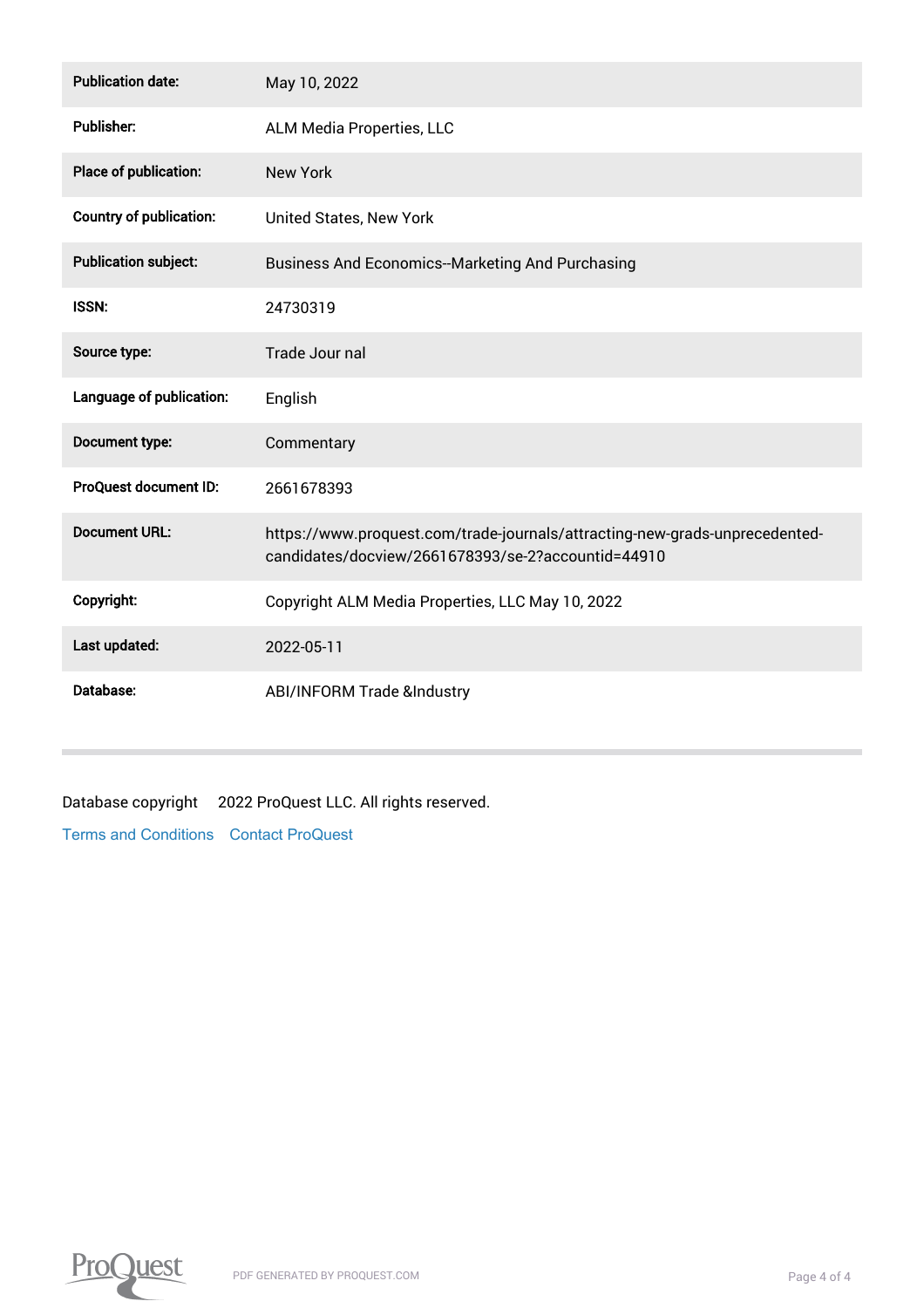| | |
|---|---|
| **Publication date:** | May 10, 2022 |
| **Publisher:** | ALM Media Properties, LLC |
| **Place of publication:** | New York |
| **Country of publication:** | United States, New York |
| **Publication subject:** | Business And Economics--Marketing And Purchasing |
| **ISSN:** | 24730319 |
| **Source type:** | Trade Jour nal |
| **Language of publication:** | English |
| **Document type:** | Commentary |
| **ProQuest document ID:** | 2661678393 |
| **Document URL:** | https://www.proquest.com/trade-journals/attracting-new-grads-unprecedented-candidates/docview/2661678393/se-2?accountid=44910 |
| **Copyright:** | Copyright ALM Media Properties, LLC May 10, 2022 |
| **Last updated:** | 2022-05-11 |
| **Database:** | ABI/INFORM Trade &Industry |

Database copyright 2022 ProQuest LLC. All rights reserved.

Terms and Conditions Contact ProQuest